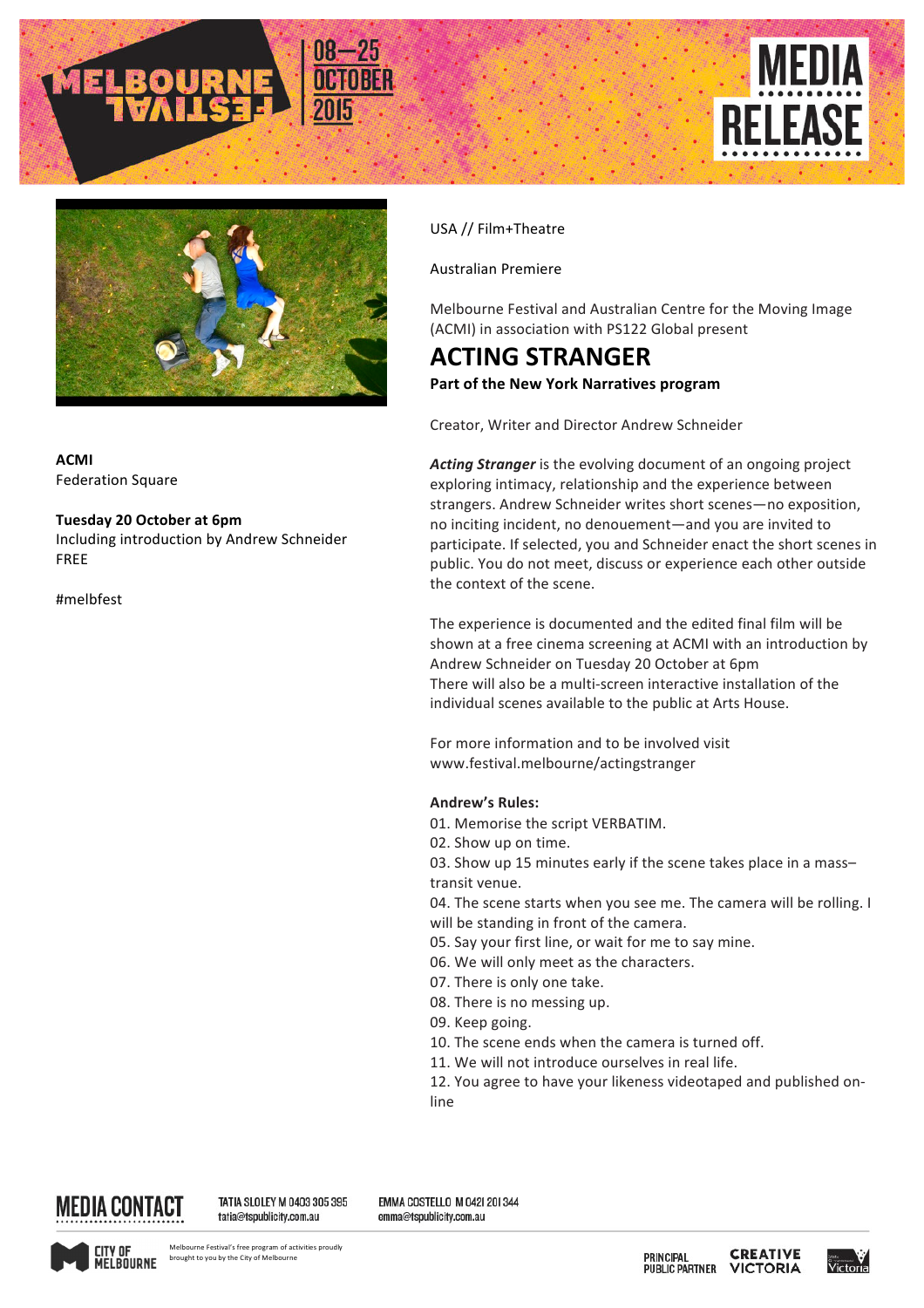MELBOURNE FESTIVAL 08—25 OCTOBER 2015

# MEDIA RELEASE

USA // Film+Theatre

Australian Premiere

Melbourne Festival and Australian Centre for the Moving Image (ACMI) in association with PS122 Global present

# ACTING STRANGER

**Part of the New York Narratives program**

Creator, Writer and Director Andrew Schneider

***Acting Stranger*** is the evolving document of an ongoing project exploring intimacy, relationship and the experience between strangers. Andrew Schneider writes short scenes—no exposition, no inciting incident, no denouement—and you are invited to participate. If selected, you and Schneider enact the short scenes in public. You do not meet, discuss or experience each other outside the context of the scene.

The experience is documented and the edited final film will be shown at a free cinema screening at ACMI with an introduction by Andrew Schneider on Tuesday 20 October at 6pm
There will also be a multi-screen interactive installation of the individual scenes available to the public at Arts House.

For more information and to be involved visit www.festival.melbourne/actingstranger

**Andrew's Rules:**

01. Memorise the script VERBATIM.
02. Show up on time.
03. Show up 15 minutes early if the scene takes place in a mass–transit venue.
04. The scene starts when you see me. The camera will be rolling. I will be standing in front of the camera.
05. Say your first line, or wait for me to say mine.
06. We will only meet as the characters.
07. There is only one take.
08. There is no messing up.
09. Keep going.
10. The scene ends when the camera is turned off.
11. We will not introduce ourselves in real life.
12. You agree to have your likeness videotaped and published on-line

**ACMI**
Federation Square

**Tuesday 20 October at 6pm**
Including introduction by Andrew Schneider
FREE

#melbfest

**MEDIA CONTACT**

TATIA SLOLEY M 0403 305 395
tatia@tspublicity.com.au

EMMA COSTELLO M 0421 201 344
emma@tspublicity.com.au

CITY OF MELBOURNE — Melbourne Festival's free program of activities proudly brought to you by the City of Melbourne

PRINCIPAL PUBLIC PARTNER — CREATIVE VICTORIA — Victoria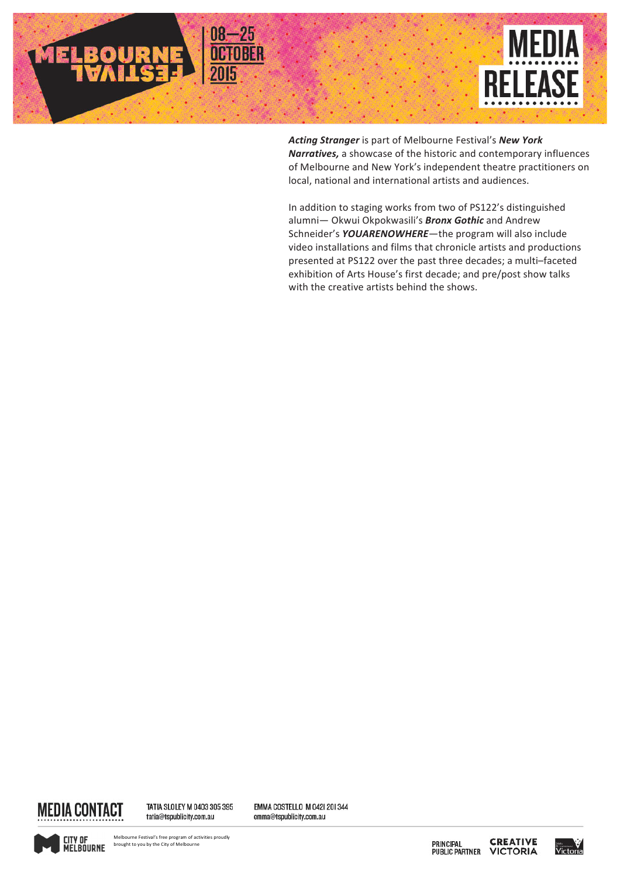***Acting Stranger*** is part of Melbourne Festival's ***New York Narratives,*** a showcase of the historic and contemporary influences of Melbourne and New York's independent theatre practitioners on local, national and international artists and audiences.

In addition to staging works from two of PS122's distinguished alumni— Okwui Okpokwasili's ***Bronx Gothic*** and Andrew Schneider's ***YOUARENOWHERE***—the program will also include video installations and films that chronicle artists and productions presented at PS122 over the past three decades; a multi–faceted exhibition of Arts House's first decade; and pre/post show talks with the creative artists behind the shows.

**MEDIA CONTACT**

TATIA SLOLEY M 0403 305 395
tatia@tspublicity.com.au

EMMA COSTELLO M 0421 201 344
emma@tspublicity.com.au

Melbourne Festival's free program of activities proudly brought to you by the City of Melbourne